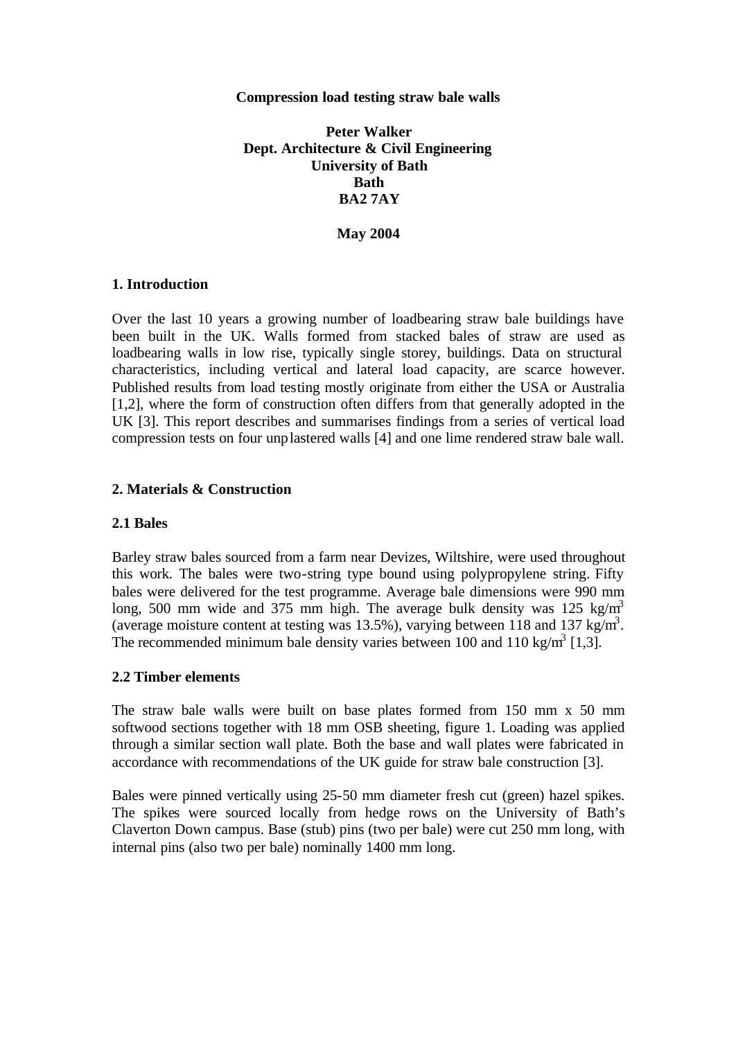**Compression load testing straw bale walls**

**Peter Walker**
**Dept. Architecture & Civil Engineering**
**University of Bath**
**Bath**
**BA2 7AY**

**May 2004**

## 1. Introduction

Over the last 10 years a growing number of loadbearing straw bale buildings have been built in the UK. Walls formed from stacked bales of straw are used as loadbearing walls in low rise, typically single storey, buildings. Data on structural characteristics, including vertical and lateral load capacity, are scarce however. Published results from load testing mostly originate from either the USA or Australia [1,2], where the form of construction often differs from that generally adopted in the UK [3]. This report describes and summarises findings from a series of vertical load compression tests on four unplastered walls [4] and one lime rendered straw bale wall.

## 2. Materials & Construction

### 2.1 Bales

Barley straw bales sourced from a farm near Devizes, Wiltshire, were used throughout this work. The bales were two-string type bound using polypropylene string. Fifty bales were delivered for the test programme. Average bale dimensions were 990 mm long, 500 mm wide and 375 mm high. The average bulk density was 125 kg/m$^3$ (average moisture content at testing was 13.5%), varying between 118 and 137 kg/m$^3$. The recommended minimum bale density varies between 100 and 110 kg/m$^3$ [1,3].

### 2.2 Timber elements

The straw bale walls were built on base plates formed from 150 mm x 50 mm softwood sections together with 18 mm OSB sheeting, figure 1. Loading was applied through a similar section wall plate. Both the base and wall plates were fabricated in accordance with recommendations of the UK guide for straw bale construction [3].

Bales were pinned vertically using 25-50 mm diameter fresh cut (green) hazel spikes. The spikes were sourced locally from hedge rows on the University of Bath's Claverton Down campus. Base (stub) pins (two per bale) were cut 250 mm long, with internal pins (also two per bale) nominally 1400 mm long.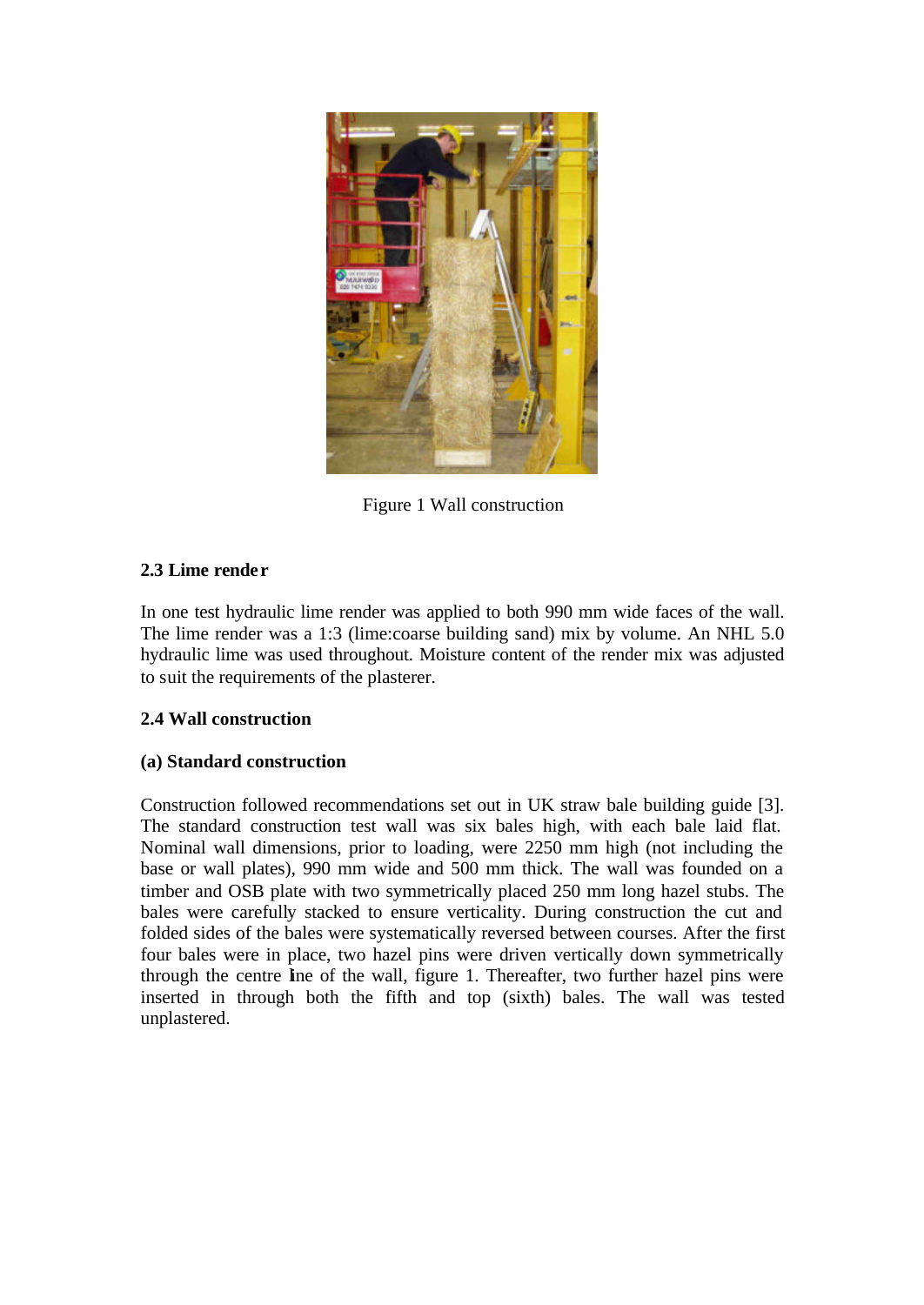Figure 1 Wall construction

### 2.3 Lime render

In one test hydraulic lime render was applied to both 990 mm wide faces of the wall. The lime render was a 1:3 (lime:coarse building sand) mix by volume. An NHL 5.0 hydraulic lime was used throughout. Moisture content of the render mix was adjusted to suit the requirements of the plasterer.

### 2.4 Wall construction

#### (a) Standard construction

Construction followed recommendations set out in UK straw bale building guide [3]. The standard construction test wall was six bales high, with each bale laid flat. Nominal wall dimensions, prior to loading, were 2250 mm high (not including the base or wall plates), 990 mm wide and 500 mm thick. The wall was founded on a timber and OSB plate with two symmetrically placed 250 mm long hazel stubs. The bales were carefully stacked to ensure verticality. During construction the cut and folded sides of the bales were systematically reversed between courses. After the first four bales were in place, two hazel pins were driven vertically down symmetrically through the centre line of the wall, figure 1. Thereafter, two further hazel pins were inserted in through both the fifth and top (sixth) bales. The wall was tested unplastered.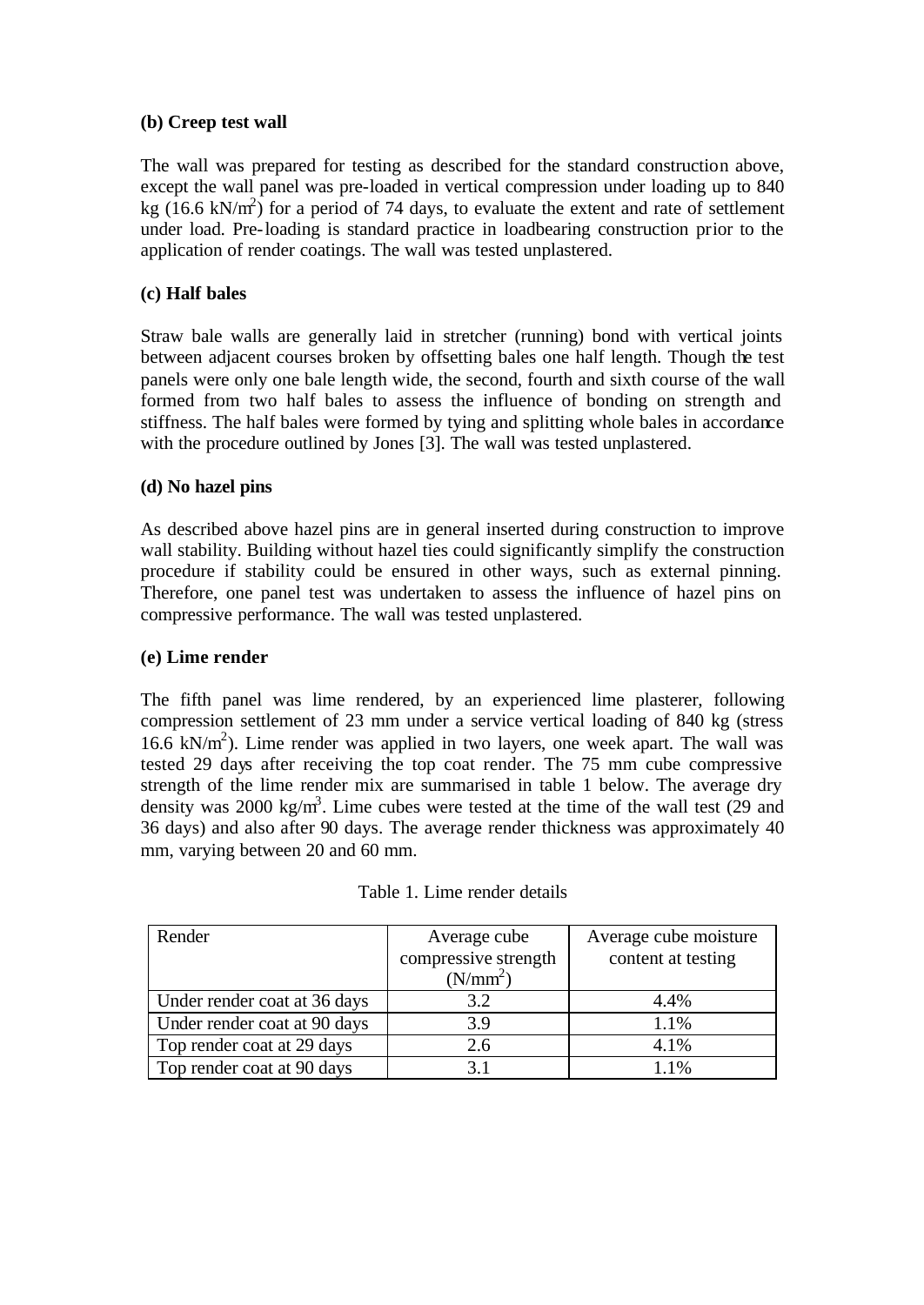### (b) Creep test wall

The wall was prepared for testing as described for the standard construction above, except the wall panel was pre-loaded in vertical compression under loading up to 840 kg (16.6 kN/m$^2$) for a period of 74 days, to evaluate the extent and rate of settlement under load. Pre-loading is standard practice in loadbearing construction prior to the application of render coatings. The wall was tested unplastered.

### (c) Half bales

Straw bale walls are generally laid in stretcher (running) bond with vertical joints between adjacent courses broken by offsetting bales one half length. Though the test panels were only one bale length wide, the second, fourth and sixth course of the wall formed from two half bales to assess the influence of bonding on strength and stiffness. The half bales were formed by tying and splitting whole bales in accordance with the procedure outlined by Jones [3]. The wall was tested unplastered.

### (d) No hazel pins

As described above hazel pins are in general inserted during construction to improve wall stability. Building without hazel ties could significantly simplify the construction procedure if stability could be ensured in other ways, such as external pinning. Therefore, one panel test was undertaken to assess the influence of hazel pins on compressive performance. The wall was tested unplastered.

### (e) Lime render

The fifth panel was lime rendered, by an experienced lime plasterer, following compression settlement of 23 mm under a service vertical loading of 840 kg (stress 16.6 kN/m$^2$). Lime render was applied in two layers, one week apart. The wall was tested 29 days after receiving the top coat render. The 75 mm cube compressive strength of the lime render mix are summarised in table 1 below. The average dry density was 2000 kg/m$^3$. Lime cubes were tested at the time of the wall test (29 and 36 days) and also after 90 days. The average render thickness was approximately 40 mm, varying between 20 and 60 mm.

Table 1. Lime render details

| Render | Average cube compressive strength (N/mm$^2$) | Average cube moisture content at testing |
|---|---|---|
| Under render coat at 36 days | 3.2 | 4.4% |
| Under render coat at 90 days | 3.9 | 1.1% |
| Top render coat at 29 days | 2.6 | 4.1% |
| Top render coat at 90 days | 3.1 | 1.1% |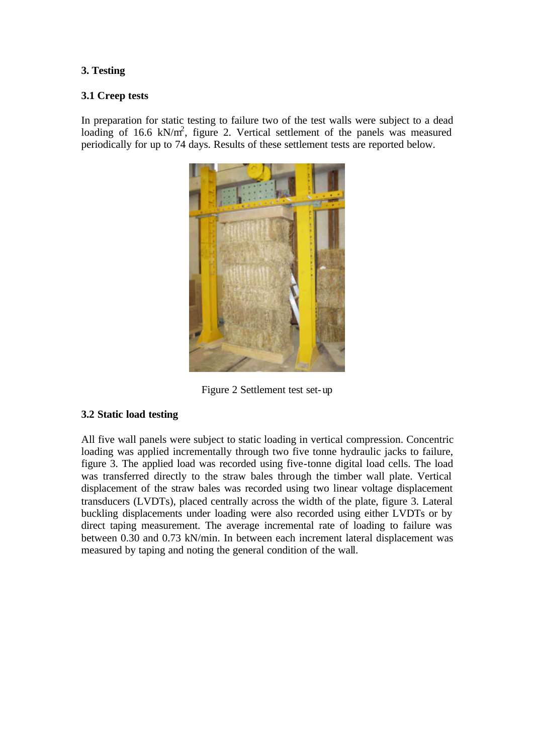### 3. Testing

### 3.1 Creep tests

In preparation for static testing to failure two of the test walls were subject to a dead loading of 16.6 $kN/m^2$, figure 2. Vertical settlement of the panels was measured periodically for up to 74 days. Results of these settlement tests are reported below.

Figure 2 Settlement test set-up

### 3.2 Static load testing

All five wall panels were subject to static loading in vertical compression. Concentric loading was applied incrementally through two five tonne hydraulic jacks to failure, figure 3. The applied load was recorded using five-tonne digital load cells. The load was transferred directly to the straw bales through the timber wall plate. Vertical displacement of the straw bales was recorded using two linear voltage displacement transducers (LVDTs), placed centrally across the width of the plate, figure 3. Lateral buckling displacements under loading were also recorded using either LVDTs or by direct taping measurement. The average incremental rate of loading to failure was between 0.30 and 0.73 kN/min. In between each increment lateral displacement was measured by taping and noting the general condition of the wall.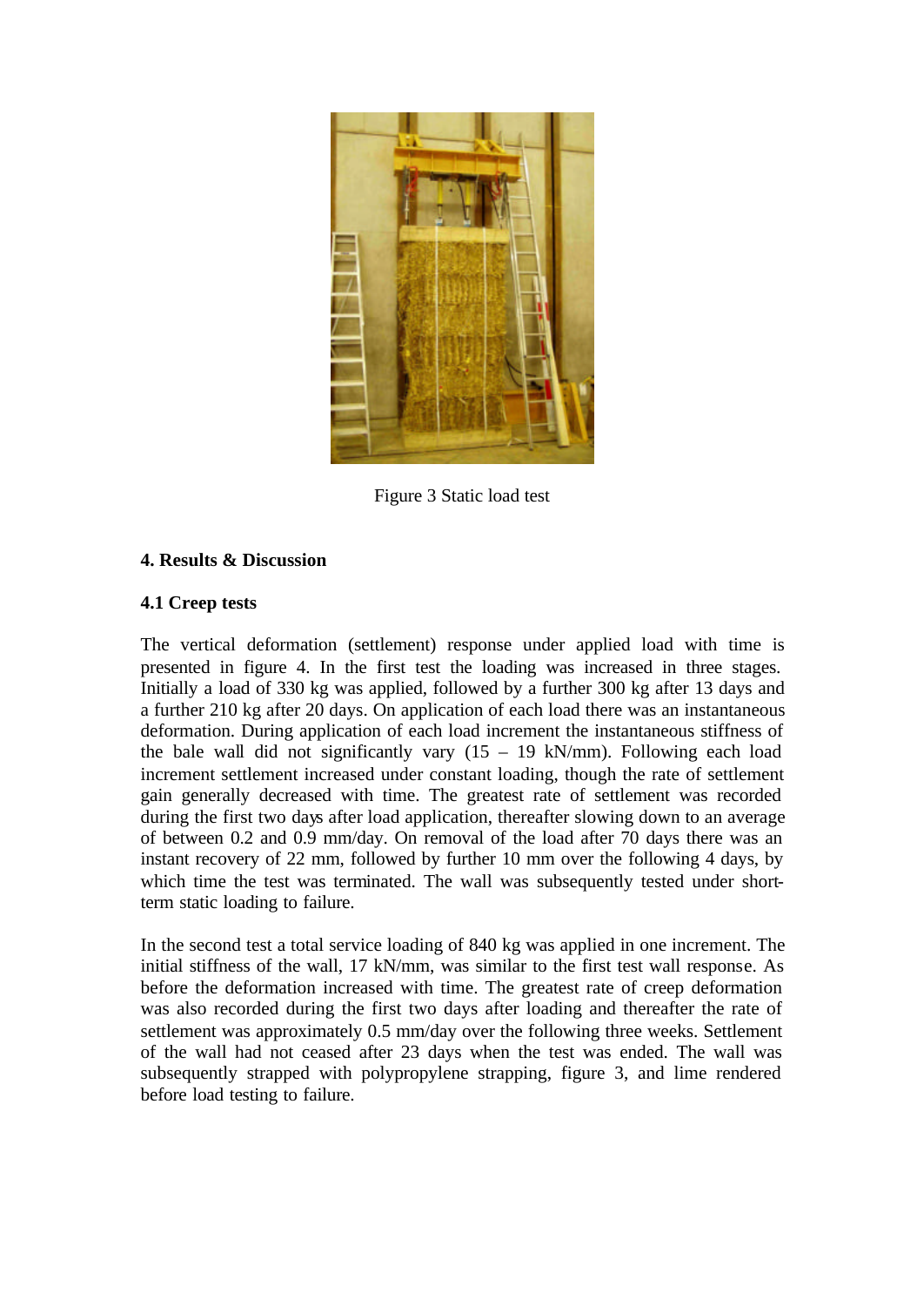Figure 3 Static load test

### 4. Results & Discussion

#### 4.1 Creep tests

The vertical deformation (settlement) response under applied load with time is presented in figure 4. In the first test the loading was increased in three stages. Initially a load of 330 kg was applied, followed by a further 300 kg after 13 days and a further 210 kg after 20 days. On application of each load there was an instantaneous deformation. During application of each load increment the instantaneous stiffness of the bale wall did not significantly vary (15 – 19 kN/mm). Following each load increment settlement increased under constant loading, though the rate of settlement gain generally decreased with time. The greatest rate of settlement was recorded during the first two days after load application, thereafter slowing down to an average of between 0.2 and 0.9 mm/day. On removal of the load after 70 days there was an instant recovery of 22 mm, followed by further 10 mm over the following 4 days, by which time the test was terminated. The wall was subsequently tested under short-term static loading to failure.

In the second test a total service loading of 840 kg was applied in one increment. The initial stiffness of the wall, 17 kN/mm, was similar to the first test wall response. As before the deformation increased with time. The greatest rate of creep deformation was also recorded during the first two days after loading and thereafter the rate of settlement was approximately 0.5 mm/day over the following three weeks. Settlement of the wall had not ceased after 23 days when the test was ended. The wall was subsequently strapped with polypropylene strapping, figure 3, and lime rendered before load testing to failure.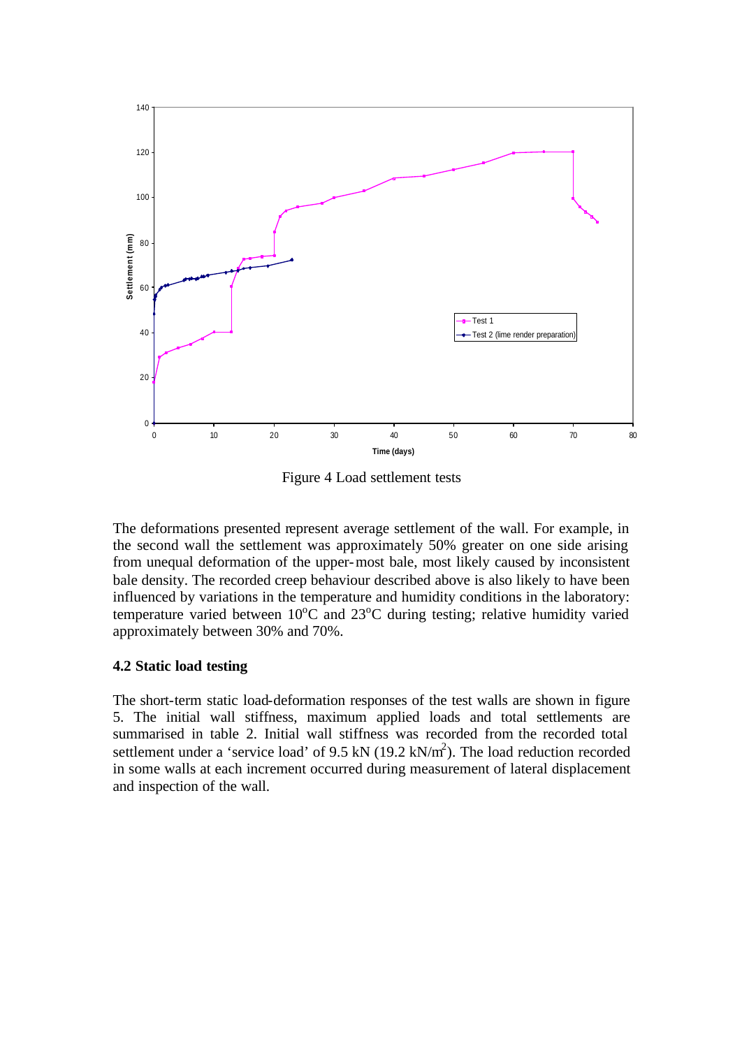140
120
100
80
60
40
20
0

Settlement (mm)

0 10 20 30 40 50 60 70 80

Time (days)

Test 1
Test 2 (lime render preparation)

Figure 4 Load settlement tests

The deformations presented represent average settlement of the wall. For example, in the second wall the settlement was approximately 50% greater on one side arising from unequal deformation of the upper-most bale, most likely caused by inconsistent bale density. The recorded creep behaviour described above is also likely to have been influenced by variations in the temperature and humidity conditions in the laboratory: temperature varied between $10^{o}$C and $23^{o}$C during testing; relative humidity varied approximately between 30% and 70%.

### 4.2 Static load testing

The short-term static load-deformation responses of the test walls are shown in figure 5. The initial wall stiffness, maximum applied loads and total settlements are summarised in table 2. Initial wall stiffness was recorded from the recorded total settlement under a 'service load' of 9.5 kN (19.2 $kN/m^2$). The load reduction recorded in some walls at each increment occurred during measurement of lateral displacement and inspection of the wall.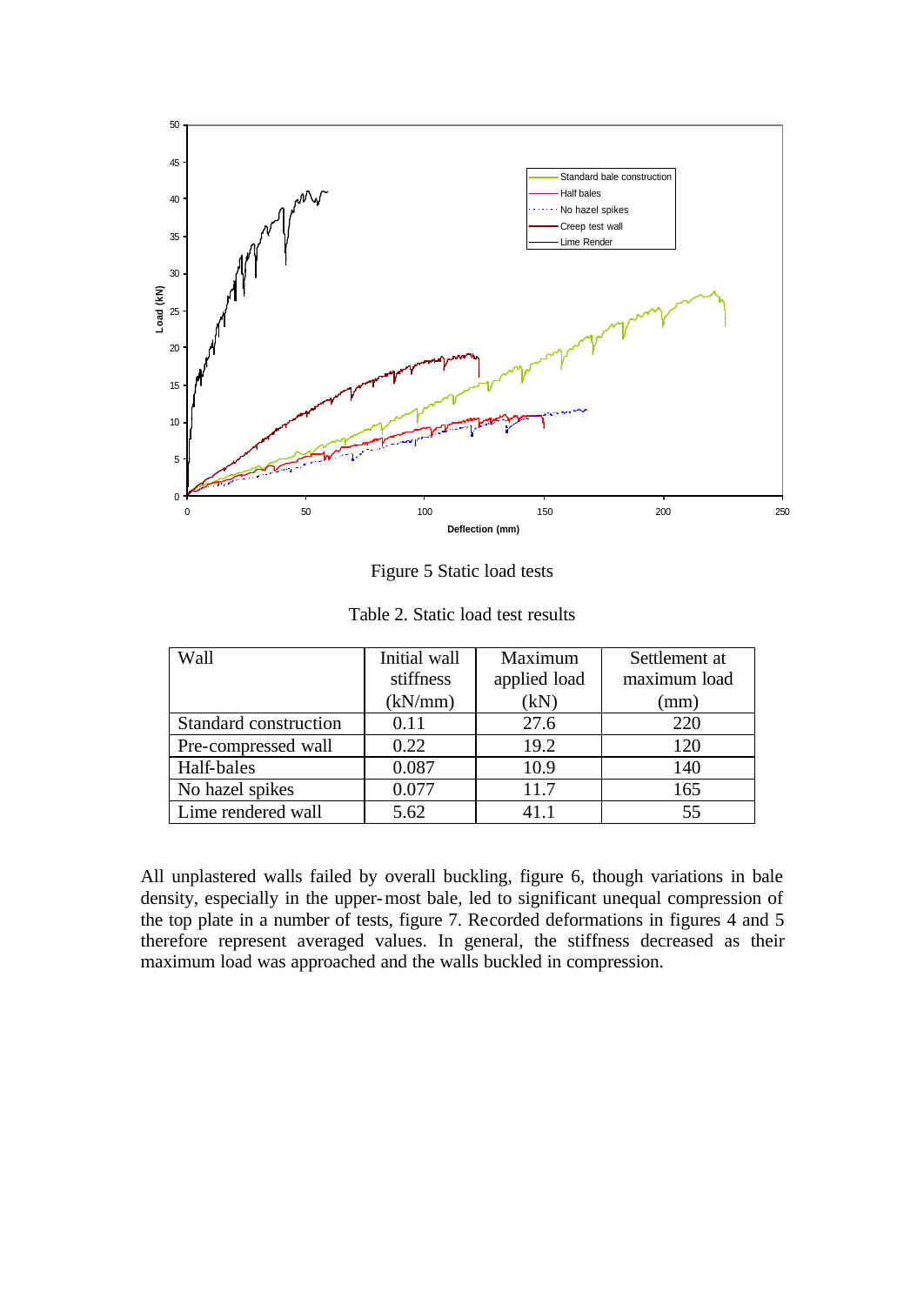Load (kN)

50
45
40
35
30
25
20
15
10
5
0

0
50
100
150
200
250

Deflection (mm)

Standard bale construction
Half bales
No hazel spikes
Creep test wall
Lime Render

Figure 5 Static load tests

Table 2. Static load test results

| Wall | Initial wall stiffness (kN/mm) | Maximum applied load (kN) | Settlement at maximum load (mm) |
|---|---|---|---|
| Standard construction | 0.11 | 27.6 | 220 |
| Pre-compressed wall | 0.22 | 19.2 | 120 |
| Half-bales | 0.087 | 10.9 | 140 |
| No hazel spikes | 0.077 | 11.7 | 165 |
| Lime rendered wall | 5.62 | 41.1 | 55 |

All unplastered walls failed by overall buckling, figure 6, though variations in bale density, especially in the upper-most bale, led to significant unequal compression of the top plate in a number of tests, figure 7. Recorded deformations in figures 4 and 5 therefore represent averaged values. In general, the stiffness decreased as their maximum load was approached and the walls buckled in compression.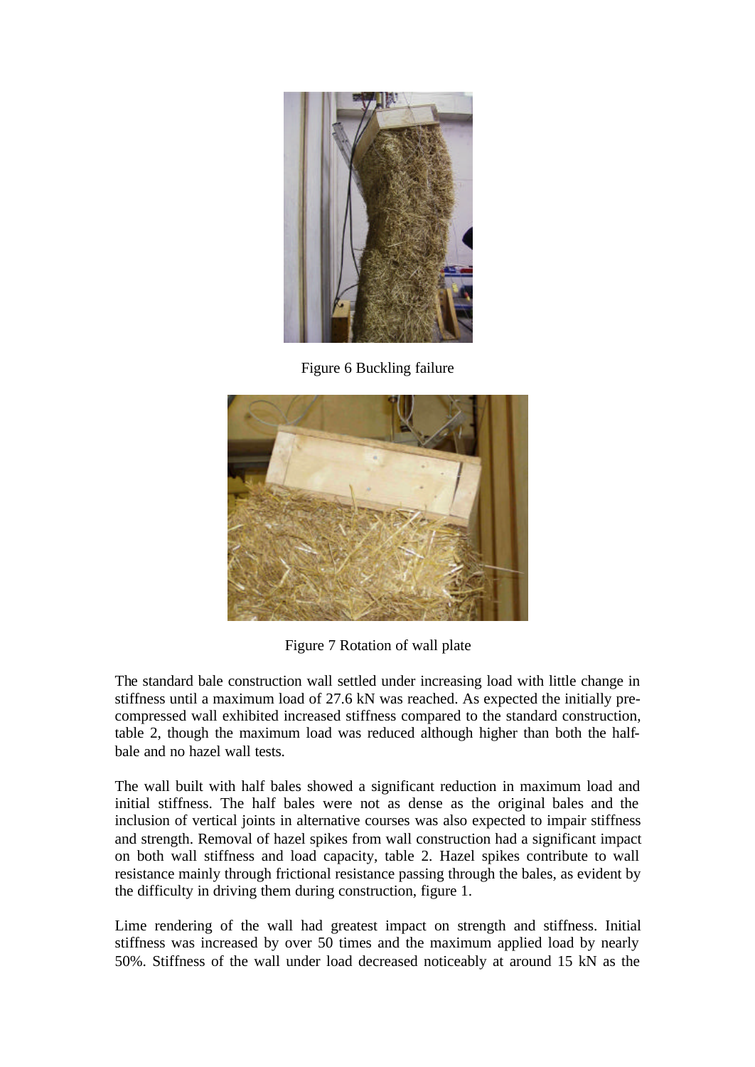Figure 6 Buckling failure

Figure 7 Rotation of wall plate

The standard bale construction wall settled under increasing load with little change in stiffness until a maximum load of 27.6 kN was reached. As expected the initially pre-compressed wall exhibited increased stiffness compared to the standard construction, table 2, though the maximum load was reduced although higher than both the half-bale and no hazel wall tests.

The wall built with half bales showed a significant reduction in maximum load and initial stiffness. The half bales were not as dense as the original bales and the inclusion of vertical joints in alternative courses was also expected to impair stiffness and strength. Removal of hazel spikes from wall construction had a significant impact on both wall stiffness and load capacity, table 2. Hazel spikes contribute to wall resistance mainly through frictional resistance passing through the bales, as evident by the difficulty in driving them during construction, figure 1.

Lime rendering of the wall had greatest impact on strength and stiffness. Initial stiffness was increased by over 50 times and the maximum applied load by nearly 50%. Stiffness of the wall under load decreased noticeably at around 15 kN as the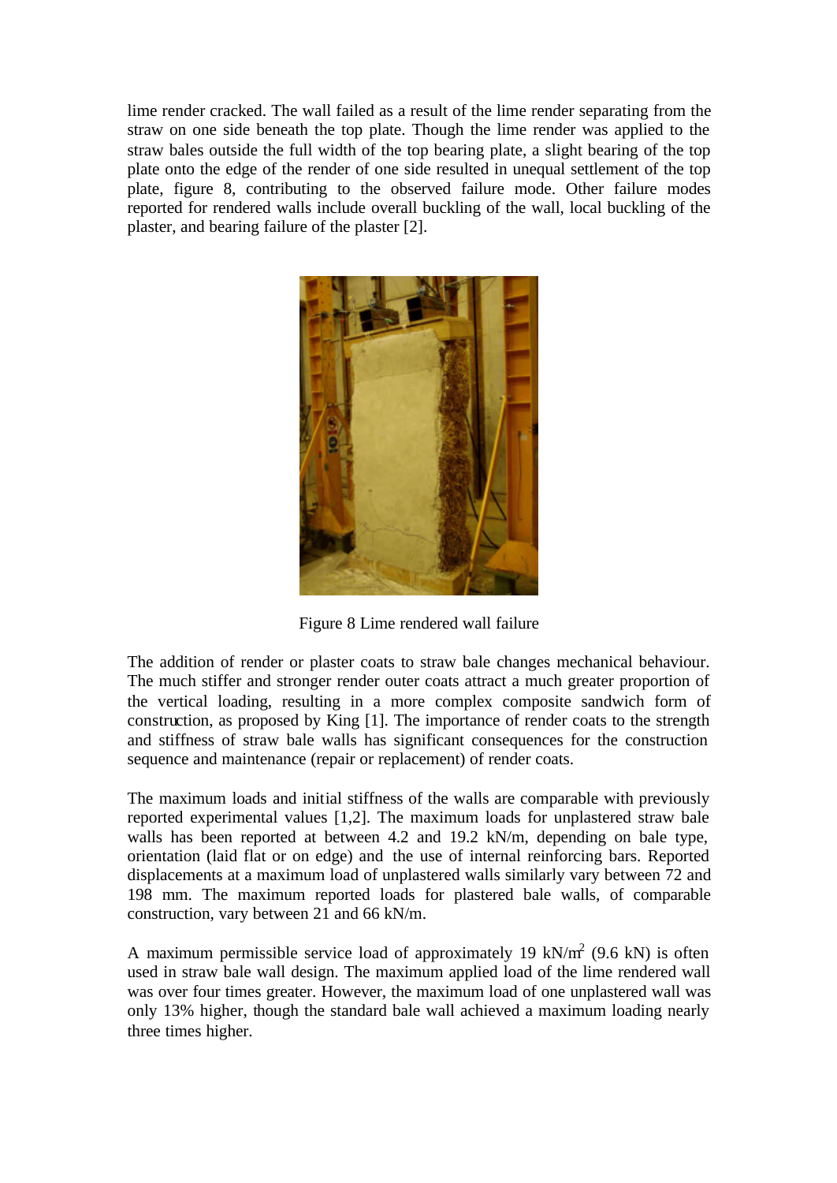lime render cracked. The wall failed as a result of the lime render separating from the straw on one side beneath the top plate. Though the lime render was applied to the straw bales outside the full width of the top bearing plate, a slight bearing of the top plate onto the edge of the render of one side resulted in unequal settlement of the top plate, figure 8, contributing to the observed failure mode. Other failure modes reported for rendered walls include overall buckling of the wall, local buckling of the plaster, and bearing failure of the plaster [2].

Figure 8 Lime rendered wall failure

The addition of render or plaster coats to straw bale changes mechanical behaviour. The much stiffer and stronger render outer coats attract a much greater proportion of the vertical loading, resulting in a more complex composite sandwich form of construction, as proposed by King [1]. The importance of render coats to the strength and stiffness of straw bale walls has significant consequences for the construction sequence and maintenance (repair or replacement) of render coats.

The maximum loads and initial stiffness of the walls are comparable with previously reported experimental values [1,2]. The maximum loads for unplastered straw bale walls has been reported at between 4.2 and 19.2 kN/m, depending on bale type, orientation (laid flat or on edge) and the use of internal reinforcing bars. Reported displacements at a maximum load of unplastered walls similarly vary between 72 and 198 mm. The maximum reported loads for plastered bale walls, of comparable construction, vary between 21 and 66 kN/m.

A maximum permissible service load of approximately 19 kN/m$^2$ (9.6 kN) is often used in straw bale wall design. The maximum applied load of the lime rendered wall was over four times greater. However, the maximum load of one unplastered wall was only 13% higher, though the standard bale wall achieved a maximum loading nearly three times higher.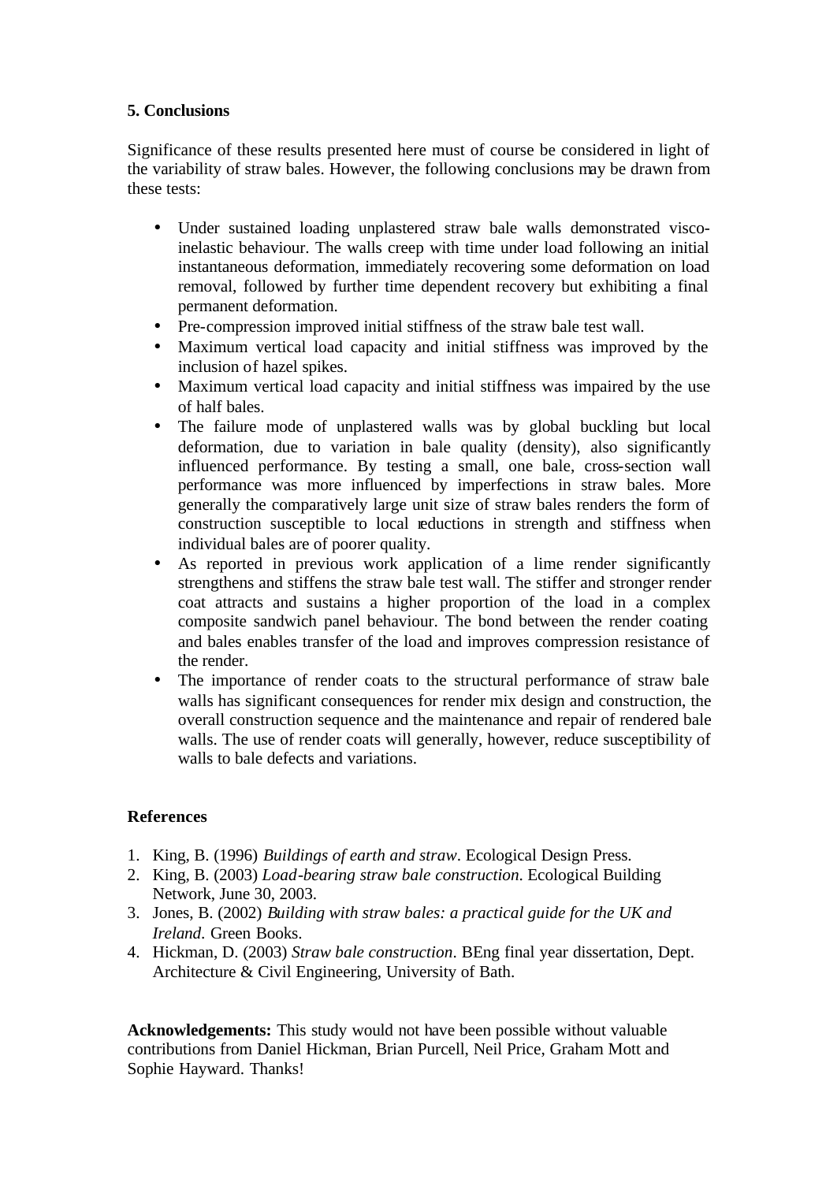## 5. Conclusions

Significance of these results presented here must of course be considered in light of the variability of straw bales. However, the following conclusions may be drawn from these tests:

- Under sustained loading unplastered straw bale walls demonstrated visco-inelastic behaviour. The walls creep with time under load following an initial instantaneous deformation, immediately recovering some deformation on load removal, followed by further time dependent recovery but exhibiting a final permanent deformation.
- Pre-compression improved initial stiffness of the straw bale test wall.
- Maximum vertical load capacity and initial stiffness was improved by the inclusion of hazel spikes.
- Maximum vertical load capacity and initial stiffness was impaired by the use of half bales.
- The failure mode of unplastered walls was by global buckling but local deformation, due to variation in bale quality (density), also significantly influenced performance. By testing a small, one bale, cross-section wall performance was more influenced by imperfections in straw bales. More generally the comparatively large unit size of straw bales renders the form of construction susceptible to local reductions in strength and stiffness when individual bales are of poorer quality.
- As reported in previous work application of a lime render significantly strengthens and stiffens the straw bale test wall. The stiffer and stronger render coat attracts and sustains a higher proportion of the load in a complex composite sandwich panel behaviour. The bond between the render coating and bales enables transfer of the load and improves compression resistance of the render.
- The importance of render coats to the structural performance of straw bale walls has significant consequences for render mix design and construction, the overall construction sequence and the maintenance and repair of rendered bale walls. The use of render coats will generally, however, reduce susceptibility of walls to bale defects and variations.

## References

1. King, B. (1996) *Buildings of earth and straw*. Ecological Design Press.
2. King, B. (2003) *Load-bearing straw bale construction*. Ecological Building Network, June 30, 2003.
3. Jones, B. (2002) *Building with straw bales: a practical guide for the UK and Ireland*. Green Books.
4. Hickman, D. (2003) *Straw bale construction*. BEng final year dissertation, Dept. Architecture & Civil Engineering, University of Bath.

**Acknowledgements:** This study would not have been possible without valuable contributions from Daniel Hickman, Brian Purcell, Neil Price, Graham Mott and Sophie Hayward. Thanks!